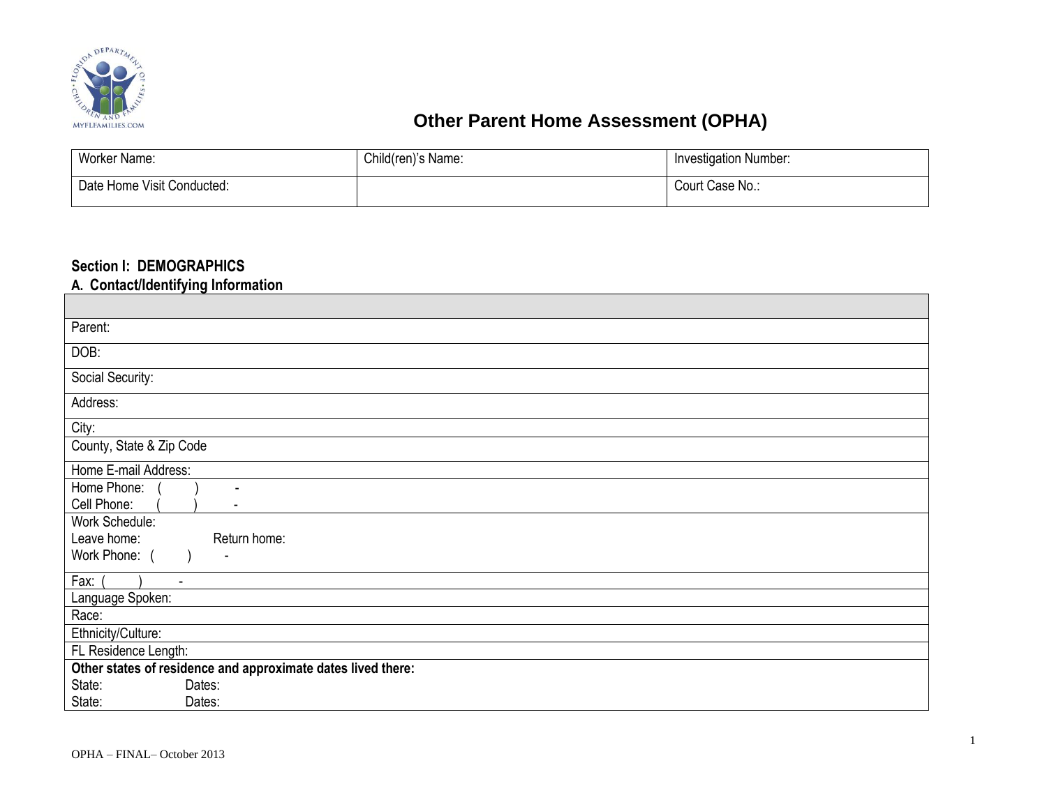# Other Parent Home Assessment (OPHA)

| Worker Name: | Child(ren)'s Name: | Investigation Number: |
|---|---|---|
| Date Home Visit Conducted: | | Court Case No.: |

## Section I: DEMOGRAPHICS

### A. Contact/Identifying Information

| |
|---|
| Parent: |
| DOB: |
| Social Security: |
| Address: |
| City: |
| County, State & Zip Code |
| Home E-mail Address: |
| Home Phone: ( ) - <br> Cell Phone: ( ) - |
| Work Schedule: <br> Leave home: Return home: <br> Work Phone: ( ) - |
| Fax: ( ) - |
| Language Spoken: |
| Race: |
| Ethnicity/Culture: |
| FL Residence Length: |
| **Other states of residence and approximate dates lived there:** <br> State: Dates: <br> State: Dates: |

OPHA – FINAL– October 2013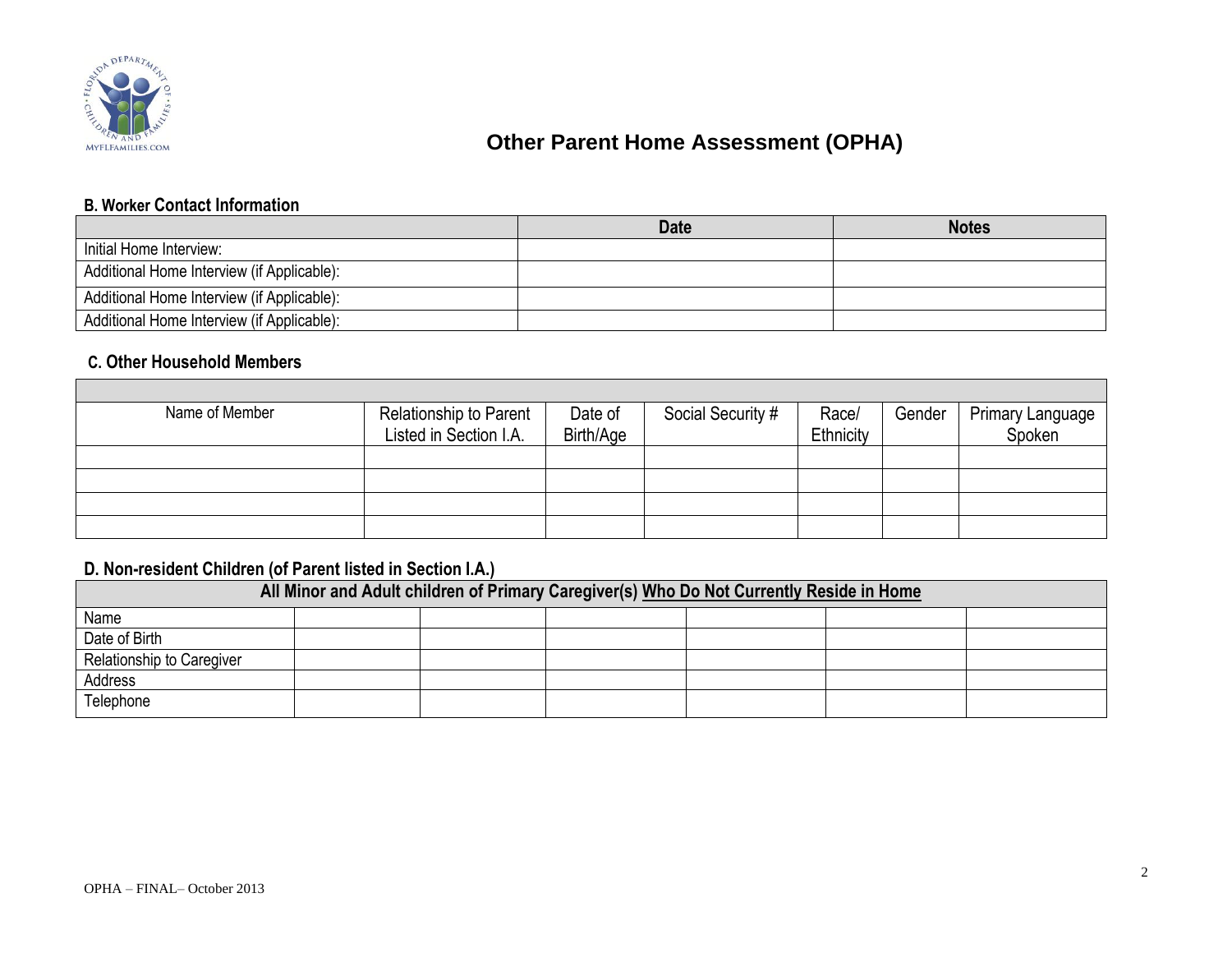# Other Parent Home Assessment (OPHA)

## B. Worker Contact Information

| | Date | Notes |
|---|---|---|
| Initial Home Interview: | | |
| Additional Home Interview (if Applicable): | | |
| Additional Home Interview (if Applicable): | | |
| Additional Home Interview (if Applicable): | | |

## C. Other Household Members

| Name of Member | Relationship to Parent Listed in Section I.A. | Date of Birth/Age | Social Security # | Race/ Ethnicity | Gender | Primary Language Spoken |
|---|---|---|---|---|---|---|
| | | | | | | |
| | | | | | | |
| | | | | | | |
| | | | | | | |

## D. Non-resident Children (of Parent listed in Section I.A.)

| All Minor and Adult children of Primary Caregiver(s) <u>Who Do Not Currently Reside in Home</u> | | | | | | |
|---|---|---|---|---|---|---|
| Name | | | | | | |
| Date of Birth | | | | | | |
| Relationship to Caregiver | | | | | | |
| Address | | | | | | |
| Telephone | | | | | | |

OPHA – FINAL– October 2013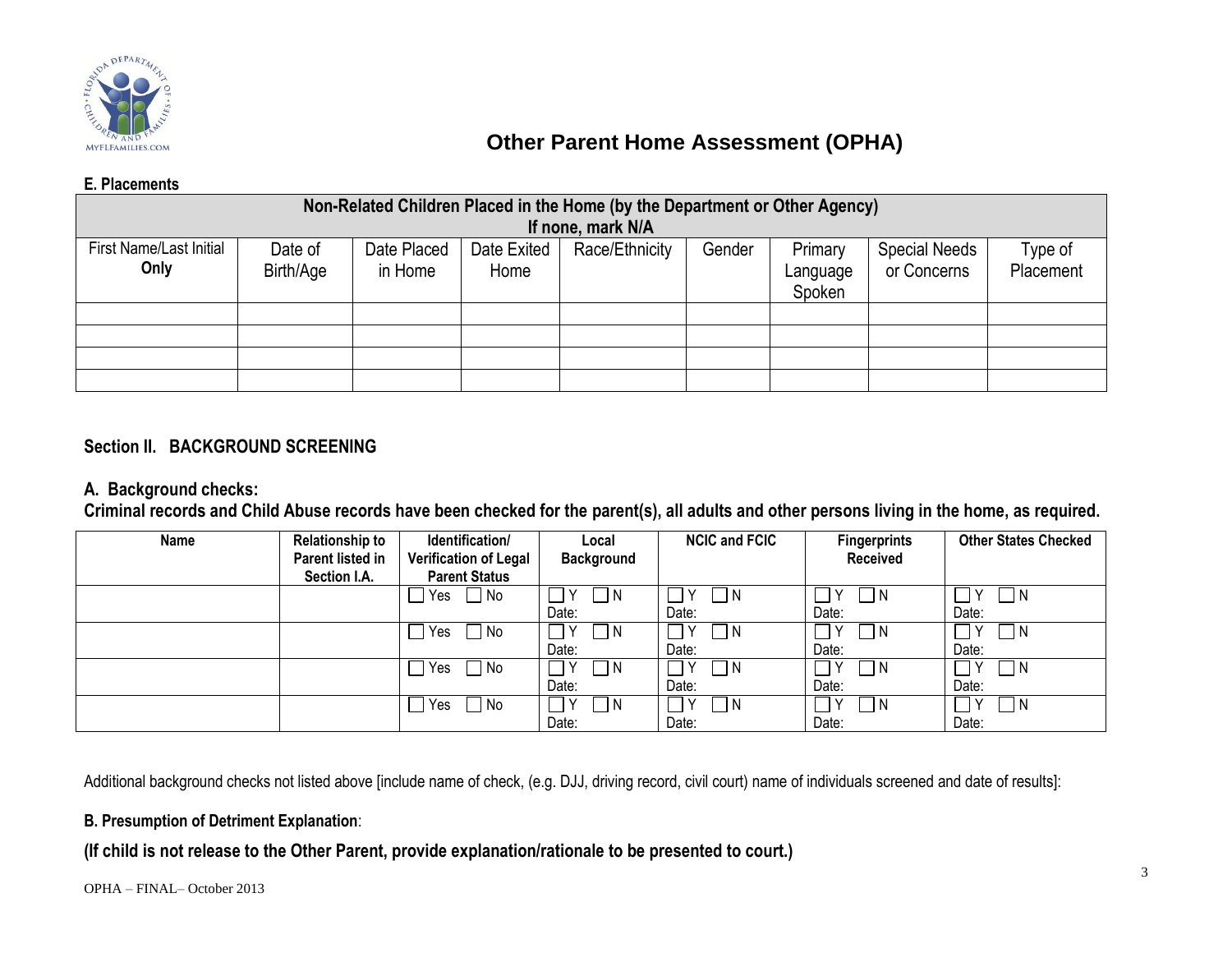# Other Parent Home Assessment (OPHA)

### E. Placements

| Non-Related Children Placed in the Home (by the Department or Other Agency) If none, mark N/A | | | | | | | | |
|---|---|---|---|---|---|---|---|---|
| First Name/Last Initial **Only** | Date of Birth/Age | Date Placed in Home | Date Exited Home | Race/Ethnicity | Gender | Primary Language Spoken | Special Needs or Concerns | Type of Placement |
| | | | | | | | | |
| | | | | | | | | |
| | | | | | | | | |
| | | | | | | | | |

## Section II. BACKGROUND SCREENING

### A. Background checks:

**Criminal records and Child Abuse records have been checked for the parent(s), all adults and other persons living in the home, as required.**

| Name | Relationship to Parent listed in Section I.A. | Identification/ Verification of Legal Parent Status | Local Background | NCIC and FCIC | Fingerprints Received | Other States Checked |
|---|---|---|---|---|---|---|
| | | ☐ Yes ☐ No | ☐ Y ☐ N Date: | ☐ Y ☐ N Date: | ☐ Y ☐ N Date: | ☐ Y ☐ N Date: |
| | | ☐ Yes ☐ No | ☐ Y ☐ N Date: | ☐ Y ☐ N Date: | ☐ Y ☐ N Date: | ☐ Y ☐ N Date: |
| | | ☐ Yes ☐ No | ☐ Y ☐ N Date: | ☐ Y ☐ N Date: | ☐ Y ☐ N Date: | ☐ Y ☐ N Date: |
| | | ☐ Yes ☐ No | ☐ Y ☐ N Date: | ☐ Y ☐ N Date: | ☐ Y ☐ N Date: | ☐ Y ☐ N Date: |

Additional background checks not listed above [include name of check, (e.g. DJJ, driving record, civil court) name of individuals screened and date of results]:

**B. Presumption of Detriment Explanation**:

**(If child is not release to the Other Parent, provide explanation/rationale to be presented to court.)**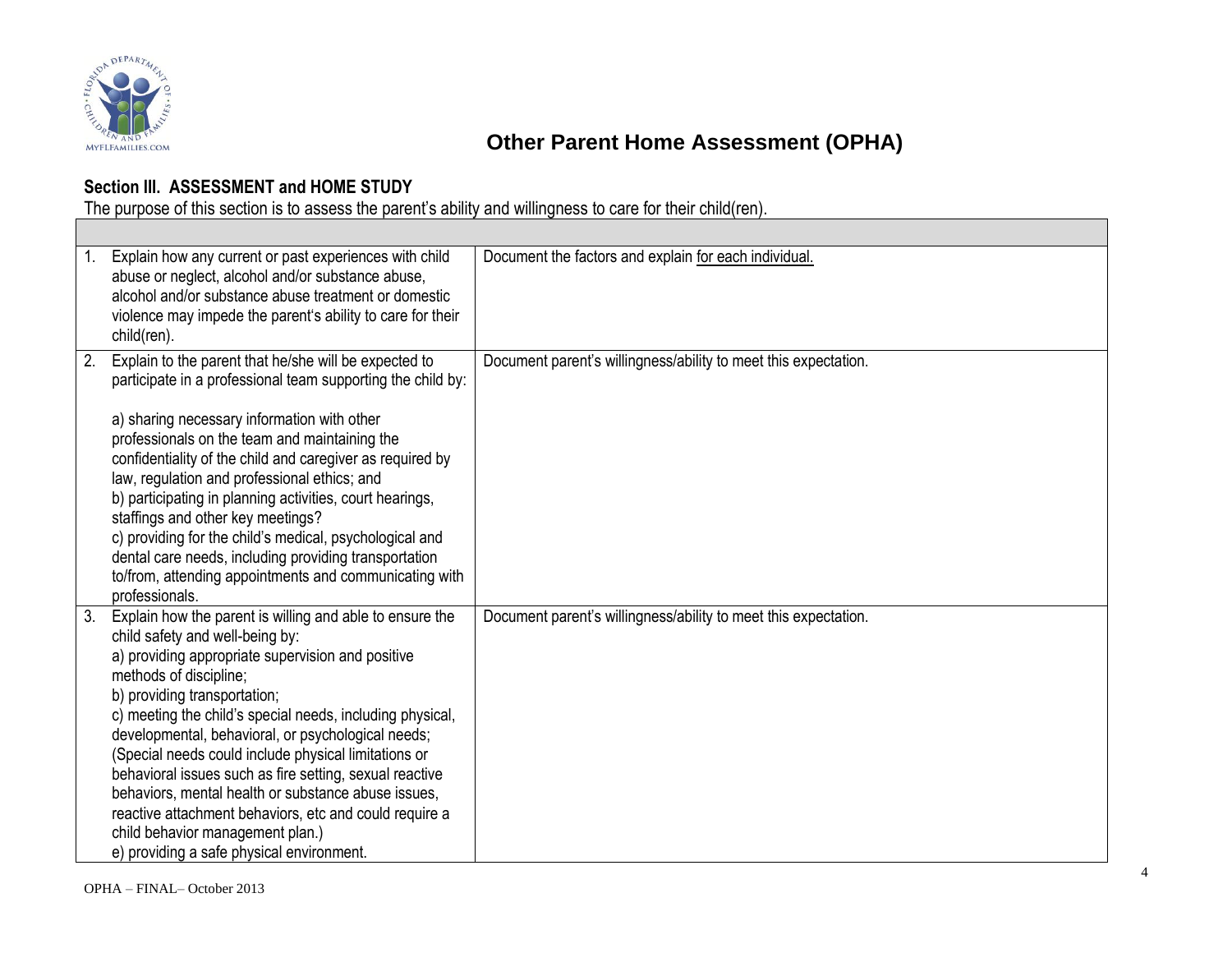# Other Parent Home Assessment (OPHA)

## Section III. ASSESSMENT and HOME STUDY

The purpose of this section is to assess the parent's ability and willingness to care for their child(ren).

| | |
|---|---|
| 1. Explain how any current or past experiences with child abuse or neglect, alcohol and/or substance abuse, alcohol and/or substance abuse treatment or domestic violence may impede the parent's ability to care for their child(ren). | Document the factors and explain <u>for each individual.</u> |
| 2. Explain to the parent that he/she will be expected to participate in a professional team supporting the child by:<br><br>a) sharing necessary information with other professionals on the team and maintaining the confidentiality of the child and caregiver as required by law, regulation and professional ethics; and<br>b) participating in planning activities, court hearings, staffings and other key meetings?<br>c) providing for the child's medical, psychological and dental care needs, including providing transportation to/from, attending appointments and communicating with professionals. | Document parent's willingness/ability to meet this expectation. |
| 3. Explain how the parent is willing and able to ensure the child safety and well-being by:<br>a) providing appropriate supervision and positive methods of discipline;<br>b) providing transportation;<br>c) meeting the child's special needs, including physical, developmental, behavioral, or psychological needs; (Special needs could include physical limitations or behavioral issues such as fire setting, sexual reactive behaviors, mental health or substance abuse issues, reactive attachment behaviors, etc and could require a child behavior management plan.)<br>e) providing a safe physical environment. | Document parent's willingness/ability to meet this expectation. |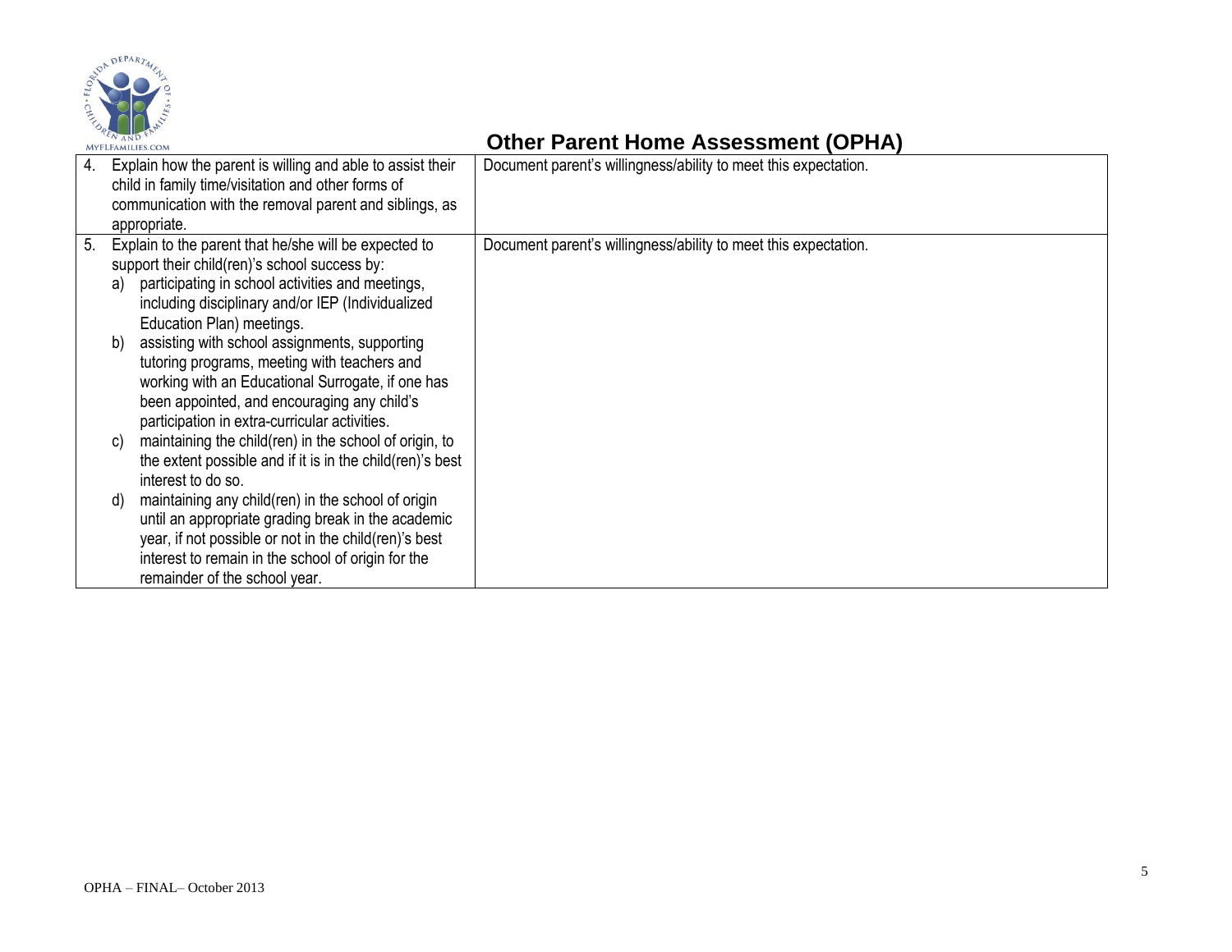# Other Parent Home Assessment (OPHA)

| | |
|---|---|
| 4. Explain how the parent is willing and able to assist their child in family time/visitation and other forms of communication with the removal parent and siblings, as appropriate. | Document parent's willingness/ability to meet this expectation. |
| 5. Explain to the parent that he/she will be expected to support their child(ren)'s school success by:<br>a) participating in school activities and meetings, including disciplinary and/or IEP (Individualized Education Plan) meetings.<br>b) assisting with school assignments, supporting tutoring programs, meeting with teachers and working with an Educational Surrogate, if one has been appointed, and encouraging any child's participation in extra-curricular activities.<br>c) maintaining the child(ren) in the school of origin, to the extent possible and if it is in the child(ren)'s best interest to do so.<br>d) maintaining any child(ren) in the school of origin until an appropriate grading break in the academic year, if not possible or not in the child(ren)'s best interest to remain in the school of origin for the remainder of the school year. | Document parent's willingness/ability to meet this expectation. |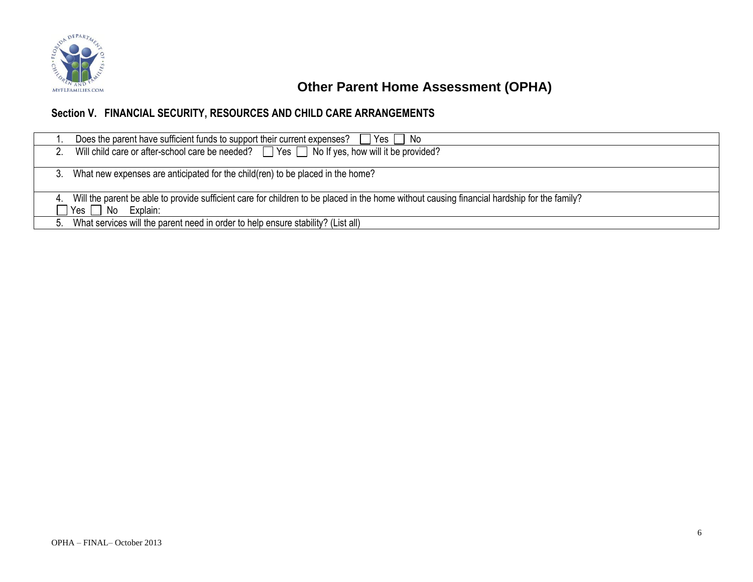# Other Parent Home Assessment (OPHA)

## Section V. FINANCIAL SECURITY, RESOURCES AND CHILD CARE ARRANGEMENTS

| |
|---|
| 1. Does the parent have sufficient funds to support their current expenses? ☐ Yes ☐ No |
| 2. Will child care or after-school care be needed? ☐ Yes ☐ No If yes, how will it be provided? |
| 3. What new expenses are anticipated for the child(ren) to be placed in the home? |
| 4. Will the parent be able to provide sufficient care for children to be placed in the home without causing financial hardship for the family? ☐ Yes ☐ No Explain: |
| 5. What services will the parent need in order to help ensure stability? (List all) |

OPHA – FINAL– October 2013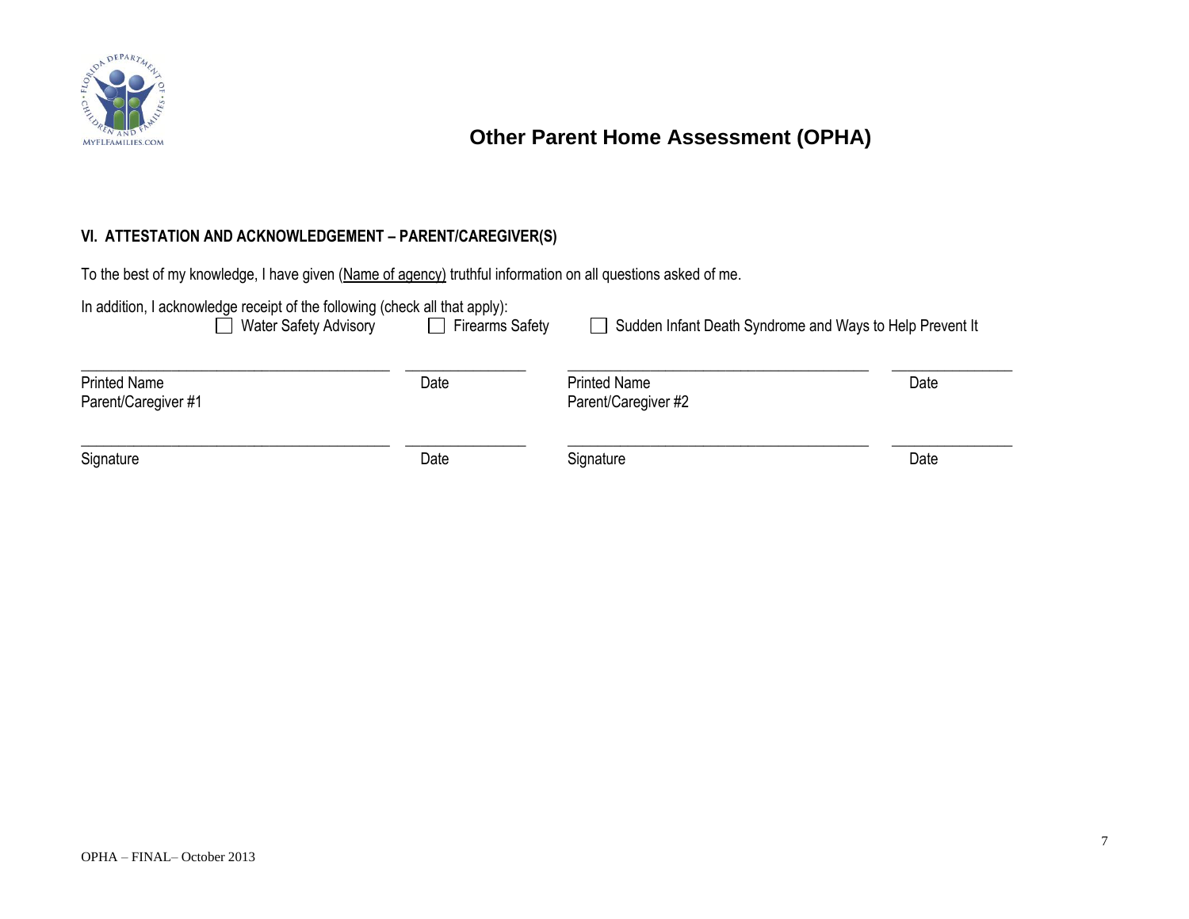# Other Parent Home Assessment (OPHA)

## VI. ATTESTATION AND ACKNOWLEDGEMENT – PARENT/CAREGIVER(S)

To the best of my knowledge, I have given (<u>Name of agency)</u> truthful information on all questions asked of me.

In addition, I acknowledge receipt of the following (check all that apply):

☐ Water Safety Advisory ☐ Firearms Safety ☐ Sudden Infant Death Syndrome and Ways to Help Prevent It

| | | | |
|---|---|---|---|
| ______________________________ | ____________ | ______________________________ | ____________ |
| Printed Name<br>Parent/Caregiver #1 | Date | Printed Name<br>Parent/Caregiver #2 | Date |
| ______________________________ | ____________ | ______________________________ | ____________ |
| Signature | Date | Signature | Date |

OPHA – FINAL– October 2013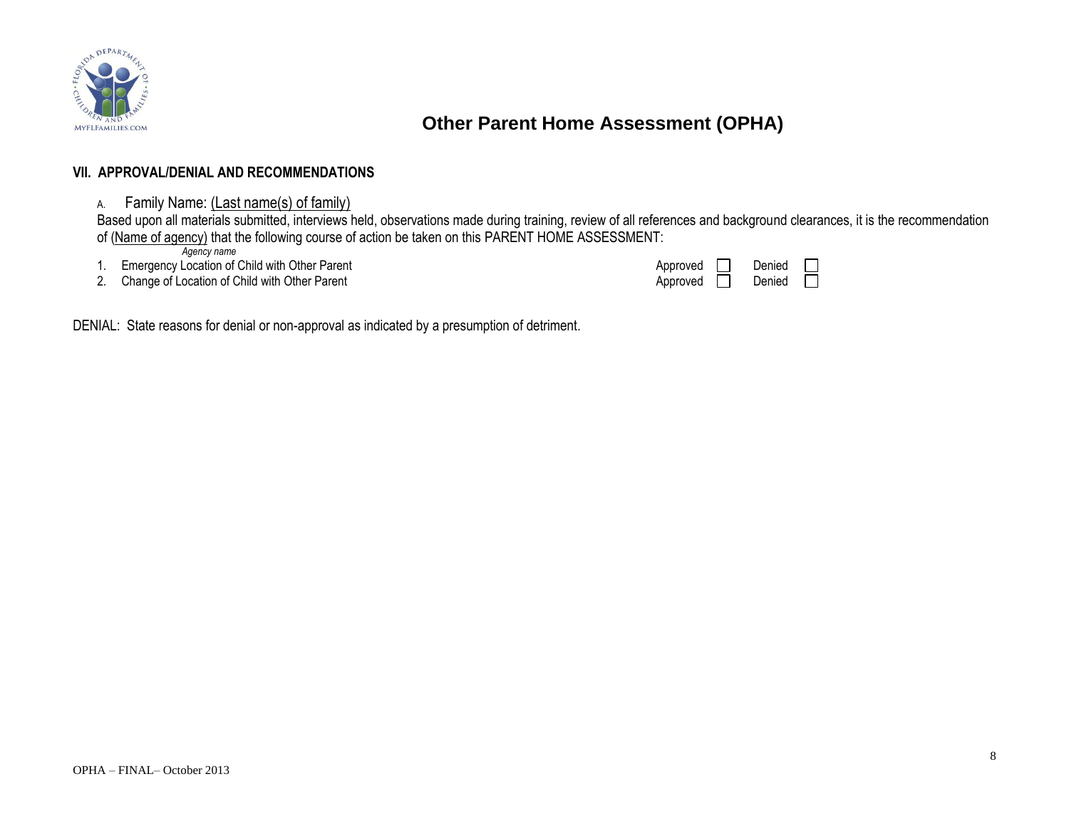# Other Parent Home Assessment (OPHA)

## VII. APPROVAL/DENIAL AND RECOMMENDATIONS

A. Family Name: (Last name(s) of family)

Based upon all materials submitted, interviews held, observations made during training, review of all references and background clearances, it is the recommendation of (Name of agency) that the following course of action be taken on this PARENT HOME ASSESSMENT:

*Agency name*

1. Emergency Location of Child with Other Parent — Approved ☐ Denied ☐
2. Change of Location of Child with Other Parent — Approved ☐ Denied ☐

DENIAL: State reasons for denial or non-approval as indicated by a presumption of detriment.

OPHA – FINAL– October 2013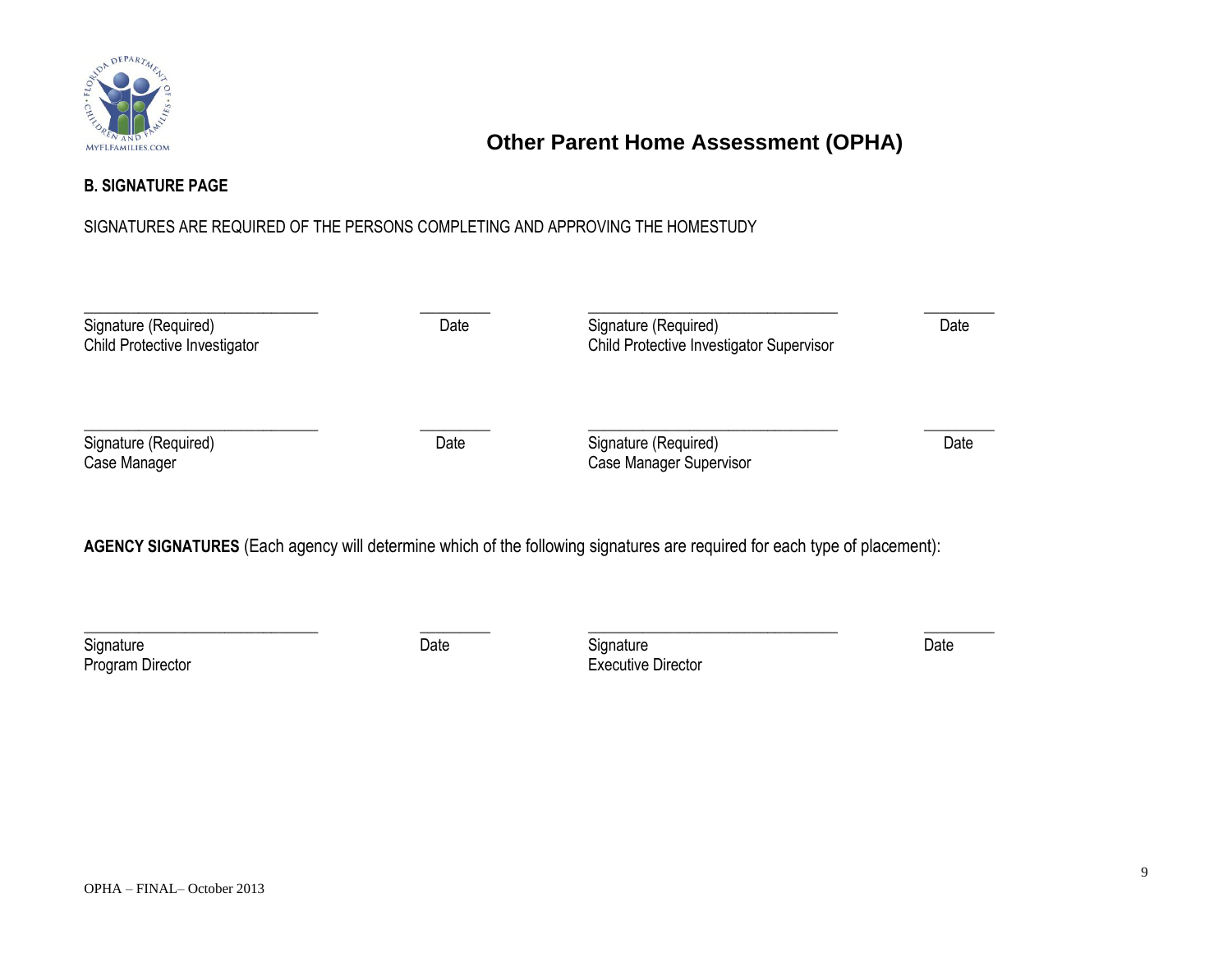# Other Parent Home Assessment (OPHA)

**B. SIGNATURE PAGE**

SIGNATURES ARE REQUIRED OF THE PERSONS COMPLETING AND APPROVING THE HOMESTUDY

| | | | |
|---|---|---|---|
| ______________________________ | _________ | ________________________________ | _________ |
| Signature (Required)<br>Child Protective Investigator | Date | Signature (Required)<br>Child Protective Investigator Supervisor | Date |
| ______________________________ | _________ | ________________________________ | _________ |
| Signature (Required)<br>Case Manager | Date | Signature (Required)<br>Case Manager Supervisor | Date |

**AGENCY SIGNATURES** (Each agency will determine which of the following signatures are required for each type of placement):

| | | | |
|---|---|---|---|
| ______________________________ | _________ | ________________________________ | _________ |
| Signature<br>Program Director | Date | Signature<br>Executive Director | Date |

OPHA – FINAL– October 2013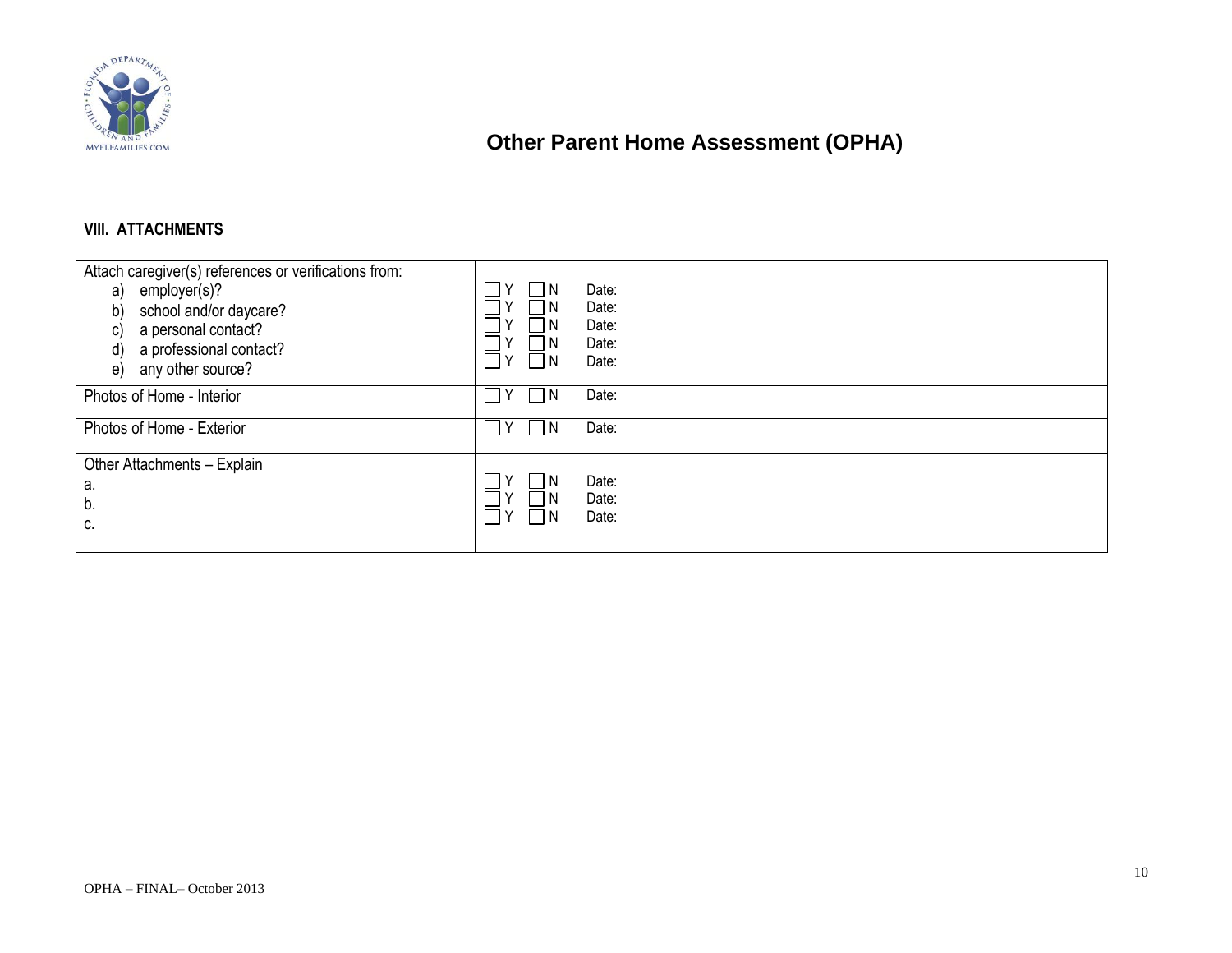# Other Parent Home Assessment (OPHA)

## VIII. ATTACHMENTS

| | |
|---|---|
| Attach caregiver(s) references or verifications from:<br>a) employer(s)?<br>b) school and/or daycare?<br>c) a personal contact?<br>d) a professional contact?<br>e) any other source? | ☐ Y ☐ N Date:<br>☐ Y ☐ N Date:<br>☐ Y ☐ N Date:<br>☐ Y ☐ N Date:<br>☐ Y ☐ N Date: |
| Photos of Home - Interior | ☐ Y ☐ N Date: |
| Photos of Home - Exterior | ☐ Y ☐ N Date: |
| Other Attachments – Explain<br>a.<br>b.<br>c. | ☐ Y ☐ N Date:<br>☐ Y ☐ N Date:<br>☐ Y ☐ N Date: |